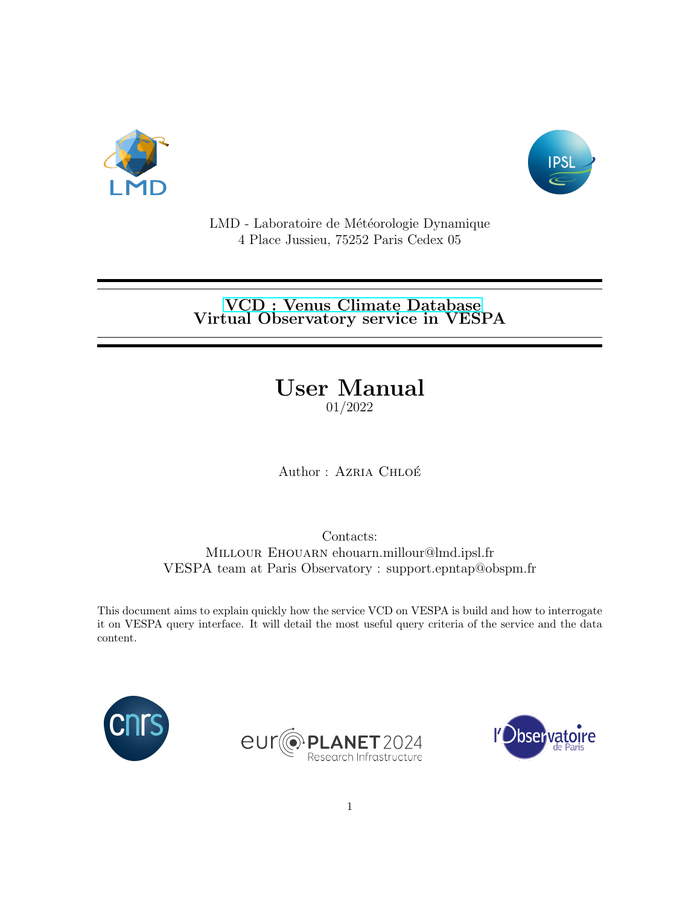LMD - Laboratoire de Météorologie Dynamique
4 Place Jussieu, 75252 Paris Cedex 05

# VCD : Venus Climate Database
# Virtual Observatory service in VESPA

# User Manual

01/2022

Author : Azria Chloé

Contacts:
Millour Ehouarn ehouarn.millour@lmd.ipsl.fr
VESPA team at Paris Observatory : support.epntap@obspm.fr

This document aims to explain quickly how the service VCD on VESPA is build and how to interrogate it on VESPA query interface. It will detail the most useful query criteria of the service and the data content.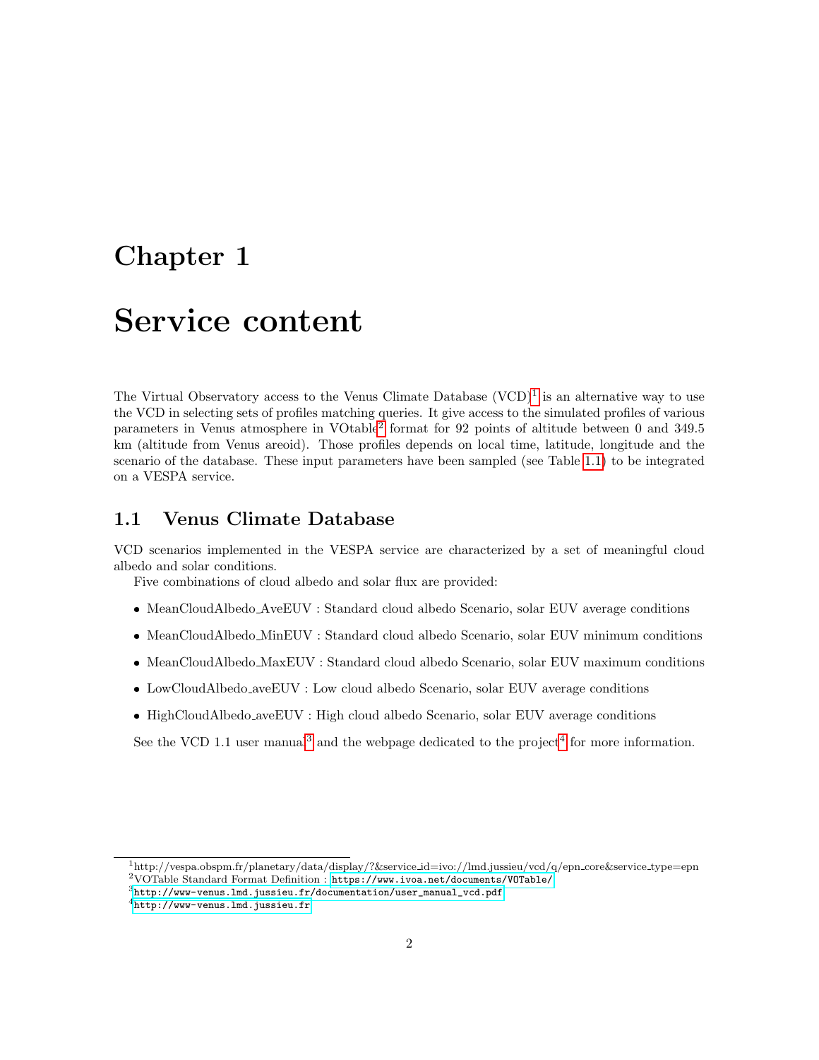# Chapter 1

# Service content

The Virtual Observatory access to the Venus Climate Database (VCD)[1] is an alternative way to use the VCD in selecting sets of profiles matching queries. It give access to the simulated profiles of various parameters in Venus atmosphere in VOtable[2] format for 92 points of altitude between 0 and 349.5 km (altitude from Venus areoid). Those profiles depends on local time, latitude, longitude and the scenario of the database. These input parameters have been sampled (see Table 1.1) to be integrated on a VESPA service.

## 1.1 Venus Climate Database

VCD scenarios implemented in the VESPA service are characterized by a set of meaningful cloud albedo and solar conditions.

Five combinations of cloud albedo and solar flux are provided:

- MeanCloudAlbedo_AveEUV : Standard cloud albedo Scenario, solar EUV average conditions
- MeanCloudAlbedo_MinEUV : Standard cloud albedo Scenario, solar EUV minimum conditions
- MeanCloudAlbedo_MaxEUV : Standard cloud albedo Scenario, solar EUV maximum conditions
- LowCloudAlbedo_aveEUV : Low cloud albedo Scenario, solar EUV average conditions
- HighCloudAlbedo_aveEUV : High cloud albedo Scenario, solar EUV average conditions

See the VCD 1.1 user manual[3] and the webpage dedicated to the project[4] for more information.

---

[1] http://vespa.obspm.fr/planetary/data/display/?&service_id=ivo://lmd.jussieu/vcd/q/epn_core&service_type=epn

[2] VOTable Standard Format Definition : https://www.ivoa.net/documents/VOTable/

[3] http://www-venus.lmd.jussieu.fr/documentation/user_manual_vcd.pdf

[4] http://www-venus.lmd.jussieu.fr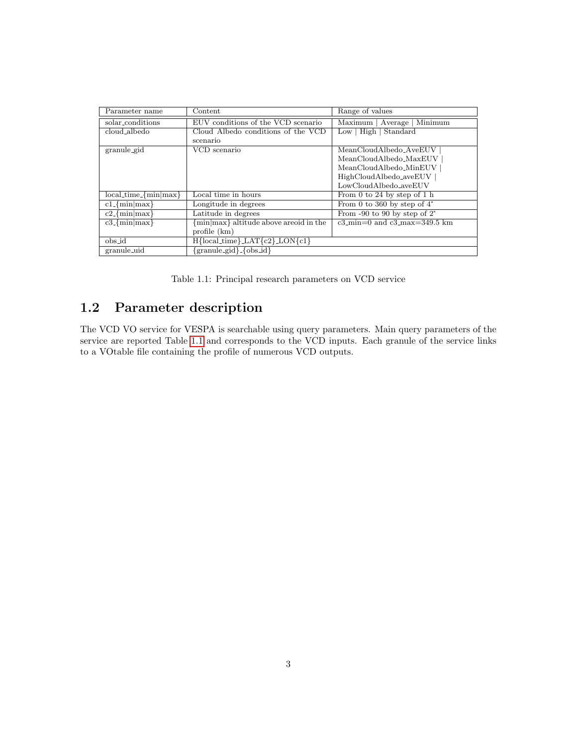| Parameter name | Content | Range of values |
|---|---|---|
| solar_conditions | EUV conditions of the VCD scenario | Maximum \| Average \| Minimum |
| cloud_albedo | Cloud Albedo conditions of the VCD scenario | Low \| High \| Standard |
| granule_gid | VCD scenario | MeanCloudAlbedo_AveEUV \| MeanCloudAlbedo_MaxEUV \| MeanCloudAlbedo_MinEUV \| HighCloudAlbedo_aveEUV \| LowCloudAlbedo_aveEUV |
| local_time_{min\|max} | Local time in hours | From 0 to 24 by step of 1 h |
| c1_{min\|max} | Longitude in degrees | From 0 to 360 by step of 4° |
| c2_{min\|max} | Latitude in degrees | From -90 to 90 by step of 2° |
| c3_{min\|max} | {min\|max} altitude above areoid in the profile (km) | c3_min=0 and c3_max=349.5 km |
| obs_id | H{local_time}_LAT{c2}_LON{c1} | |
| granule_uid | {granule_gid}_{obs_id} | |

Table 1.1: Principal research parameters on VCD service

## 1.2 Parameter description

The VCD VO service for VESPA is searchable using query parameters. Main query parameters of the service are reported Table 1.1 and corresponds to the VCD inputs. Each granule of the service links to a VOtable file containing the profile of numerous VCD outputs.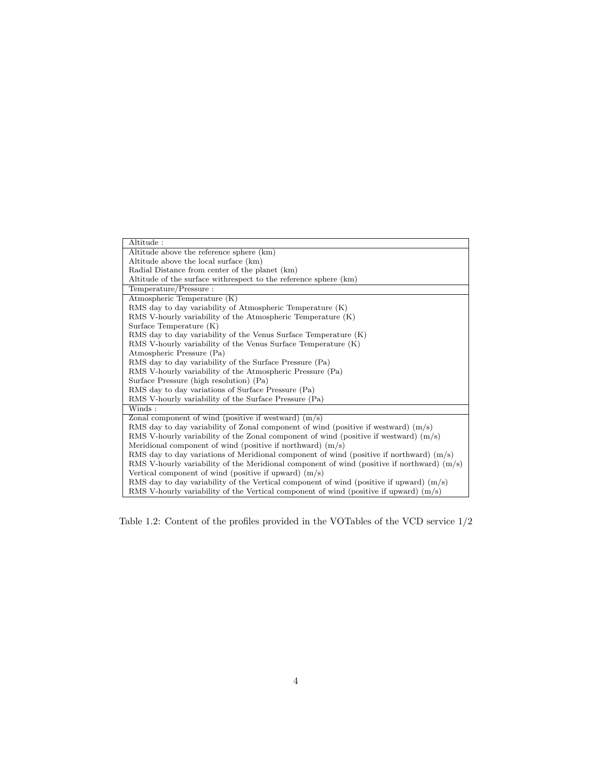| Altitude : |
| --- |
| Altitude above the reference sphere (km) |
| Altitude above the local surface (km) |
| Radial Distance from center of the planet (km) |
| Altitude of the surface withrespect to the reference sphere (km) |
| **Temperature/Pressure :** |
| Atmospheric Temperature (K) |
| RMS day to day variability of Atmospheric Temperature (K) |
| RMS V-hourly variability of the Atmospheric Temperature (K) |
| Surface Temperature (K) |
| RMS day to day variability of the Venus Surface Temperature (K) |
| RMS V-hourly variability of the Venus Surface Temperature (K) |
| Atmospheric Pressure (Pa) |
| RMS day to day variability of the Surface Pressure (Pa) |
| RMS V-hourly variability of the Atmospheric Pressure (Pa) |
| Surface Pressure (high resolution) (Pa) |
| RMS day to day variations of Surface Pressure (Pa) |
| RMS V-hourly variability of the Surface Pressure (Pa) |
| **Winds :** |
| Zonal component of wind (positive if westward) (m/s) |
| RMS day to day variability of Zonal component of wind (positive if westward) (m/s) |
| RMS V-hourly variability of the Zonal component of wind (positive if westward) (m/s) |
| Meridional component of wind (positive if northward) (m/s) |
| RMS day to day variations of Meridional component of wind (positive if northward) (m/s) |
| RMS V-hourly variability of the Meridional component of wind (positive if northward) (m/s) |
| Vertical component of wind (positive if upward) (m/s) |
| RMS day to day variability of the Vertical component of wind (positive if upward) (m/s) |
| RMS V-hourly variability of the Vertical component of wind (positive if upward) (m/s) |

Table 1.2: Content of the profiles provided in the VOTables of the VCD service 1/2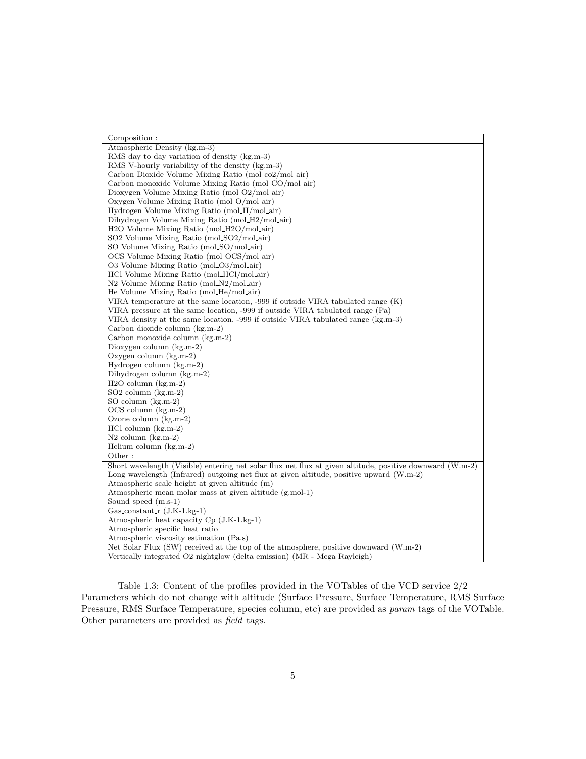| Composition : |
| --- |
| Atmospheric Density (kg.m-3) |
| RMS day to day variation of density (kg.m-3) |
| RMS V-hourly variability of the density (kg.m-3) |
| Carbon Dioxide Volume Mixing Ratio (mol_co2/mol_air) |
| Carbon monoxide Volume Mixing Ratio (mol_CO/mol_air) |
| Dioxygen Volume Mixing Ratio (mol_O2/mol_air) |
| Oxygen Volume Mixing Ratio (mol_O/mol_air) |
| Hydrogen Volume Mixing Ratio (mol_H/mol_air) |
| Dihydrogen Volume Mixing Ratio (mol_H2/mol_air) |
| H2O Volume Mixing Ratio (mol_H2O/mol_air) |
| SO2 Volume Mixing Ratio (mol_SO2/mol_air) |
| SO Volume Mixing Ratio (mol_SO/mol_air) |
| OCS Volume Mixing Ratio (mol_OCS/mol_air) |
| O3 Volume Mixing Ratio (mol_O3/mol_air) |
| HCl Volume Mixing Ratio (mol_HCl/mol_air) |
| N2 Volume Mixing Ratio (mol_N2/mol_air) |
| He Volume Mixing Ratio (mol_He/mol_air) |
| VIRA temperature at the same location, -999 if outside VIRA tabulated range (K) |
| VIRA pressure at the same location, -999 if outside VIRA tabulated range (Pa) |
| VIRA density at the same location, -999 if outside VIRA tabulated range (kg.m-3) |
| Carbon dioxide column (kg.m-2) |
| Carbon monoxide column (kg.m-2) |
| Dioxygen column (kg.m-2) |
| Oxygen column (kg.m-2) |
| Hydrogen column (kg.m-2) |
| Dihydrogen column (kg.m-2) |
| H2O column (kg.m-2) |
| SO2 column (kg.m-2) |
| SO column (kg.m-2) |
| OCS column (kg.m-2) |
| Ozone column (kg.m-2) |
| HCl column (kg.m-2) |
| N2 column (kg.m-2) |
| Helium column (kg.m-2) |
| Other : |
| Short wavelength (Visible) entering net solar flux net flux at given altitude, positive downward (W.m-2) |
| Long wavelength (Infrared) outgoing net flux at given altitude, positive upward (W.m-2) |
| Atmospheric scale height at given altitude (m) |
| Atmospheric mean molar mass at given altitude (g.mol-1) |
| Sound_speed (m.s-1) |
| Gas_constant_r (J.K-1.kg-1) |
| Atmospheric heat capacity Cp (J.K-1.kg-1) |
| Atmospheric specific heat ratio |
| Atmospheric viscosity estimation (Pa.s) |
| Net Solar Flux (SW) received at the top of the atmosphere, positive downward (W.m-2) |
| Vertically integrated O2 nightglow (delta emission) (MR - Mega Rayleigh) |

Table 1.3: Content of the profiles provided in the VOTables of the VCD service 2/2
Parameters which do not change with altitude (Surface Pressure, Surface Temperature, RMS Surface Pressure, RMS Surface Temperature, species column, etc) are provided as *param* tags of the VOTable. Other parameters are provided as *field* tags.